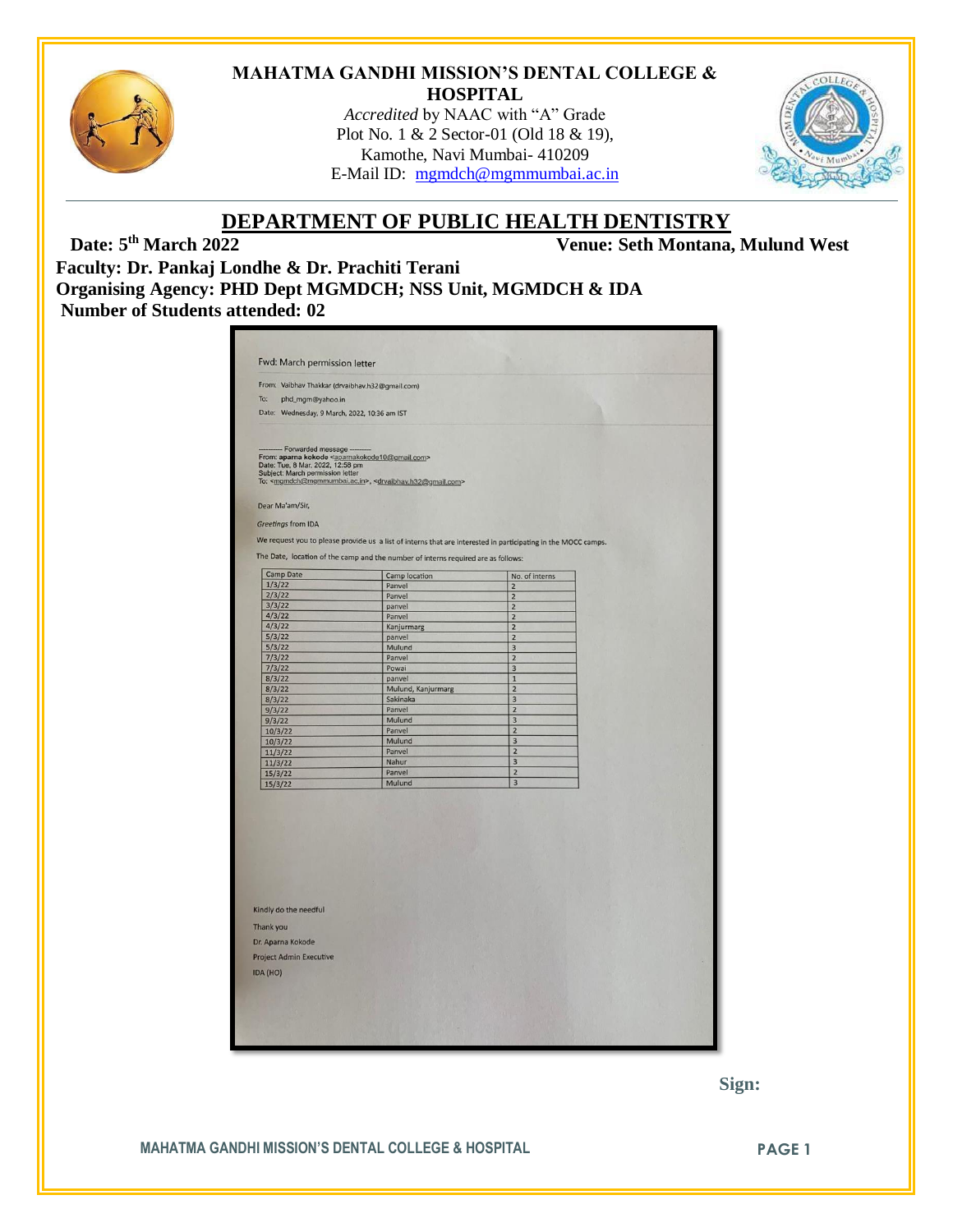# MAHATMA GANDHI MISSION'S DENTAL COLLEGE & HOSPITAL

*Accredited* by NAAC with "A" Grade
Plot No. 1 & 2 Sector-01 (Old 18 & 19),
Kamothe, Navi Mumbai- 410209
E-Mail ID: mgmdch@mgmmumbai.ac.in

## DEPARTMENT OF PUBLIC HEALTH DENTISTRY

**Date: 5th March 2022** **Venue: Seth Montana, Mulund West**

**Faculty: Dr. Pankaj Londhe & Dr. Prachiti Terani**

**Organising Agency: PHD Dept MGMDCH; NSS Unit, MGMDCH & IDA**

**Number of Students attended: 02**

Fwd: March permission letter

From: Vaibhav Thakkar (drvaibhav.h32@gmail.com)
To: phd_mgm@yahoo.in
Date: Wednesday, 9 March, 2022, 10:36 am IST

---------- Forwarded message ---------
From: aparna kokode <aparnakokode10@gmail.com>
Date: Tue, 8 Mar, 2022, 12:58 pm
Subject: March permission letter
To: <mgmdch@mgmmumbai.ac.in>, <drvaibhav.h32@gmail.com>

Dear Ma'am/Sir,

*Greetings* from IDA

We request you to please provide us a list of interns that are interested in participating in the MOCC camps.

The Date, location of the camp and the number of interns required are as follows:

| Camp Date | Camp location | No. of interns |
|---|---|---|
| 1/3/22 | Panvel | 2 |
| 2/3/22 | Panvel | 2 |
| 3/3/22 | panvel | 2 |
| 4/3/22 | Panvel | 2 |
| 4/3/22 | Kanjurmarg | 2 |
| 5/3/22 | panvel | 2 |
| 5/3/22 | Mulund | 3 |
| 7/3/22 | Panvel | 2 |
| 7/3/22 | Powai | 3 |
| 8/3/22 | panvel | 1 |
| 8/3/22 | Mulund, Kanjurmarg | 2 |
| 8/3/22 | Sakinaka | 3 |
| 9/3/22 | Panvel | 2 |
| 9/3/22 | Mulund | 3 |
| 10/3/22 | Panvel | 2 |
| 10/3/22 | Mulund | 3 |
| 11/3/22 | Panvel | 2 |
| 11/3/22 | Nahur | 3 |
| 15/3/22 | Panvel | 2 |
| 15/3/22 | Mulund | 3 |

Kindly do the needful

Thank you

Dr. Aparna Kokode

Project Admin Executive

IDA (HO)

**Sign:**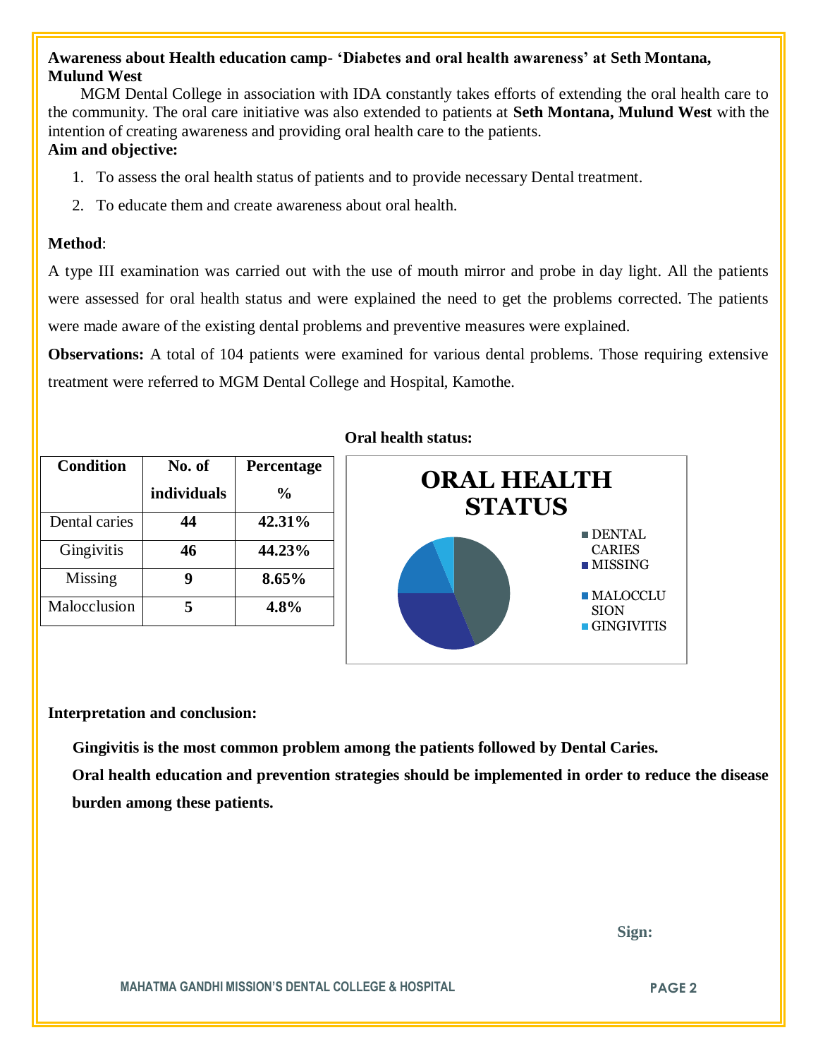**Awareness about Health education camp- 'Diabetes and oral health awareness' at Seth Montana, Mulund West**

MGM Dental College in association with IDA constantly takes efforts of extending the oral health care to the community. The oral care initiative was also extended to patients at **Seth Montana, Mulund West** with the intention of creating awareness and providing oral health care to the patients.

**Aim and objective:**

1. To assess the oral health status of patients and to provide necessary Dental treatment.
2. To educate them and create awareness about oral health.

**Method**:

A type III examination was carried out with the use of mouth mirror and probe in day light. All the patients were assessed for oral health status and were explained the need to get the problems corrected. The patients were made aware of the existing dental problems and preventive measures were explained.

**Observations:** A total of 104 patients were examined for various dental problems. Those requiring extensive treatment were referred to MGM Dental College and Hospital, Kamothe.

| Condition | No. of individuals | Percentage % |
|---|---|---|
| Dental caries | **44** | **42.31%** |
| Gingivitis | **46** | **44.23%** |
| Missing | **9** | **8.65%** |
| Malocclusion | **5** | **4.8%** |

**Oral health status:**

ORAL HEALTH STATUS

- DENTAL CARIES
- MISSING
- MALOCCLUSION
- GINGIVITIS

**Interpretation and conclusion:**

**Gingivitis is the most common problem among the patients followed by Dental Caries.**

**Oral health education and prevention strategies should be implemented in order to reduce the disease burden among these patients.**

**Sign:**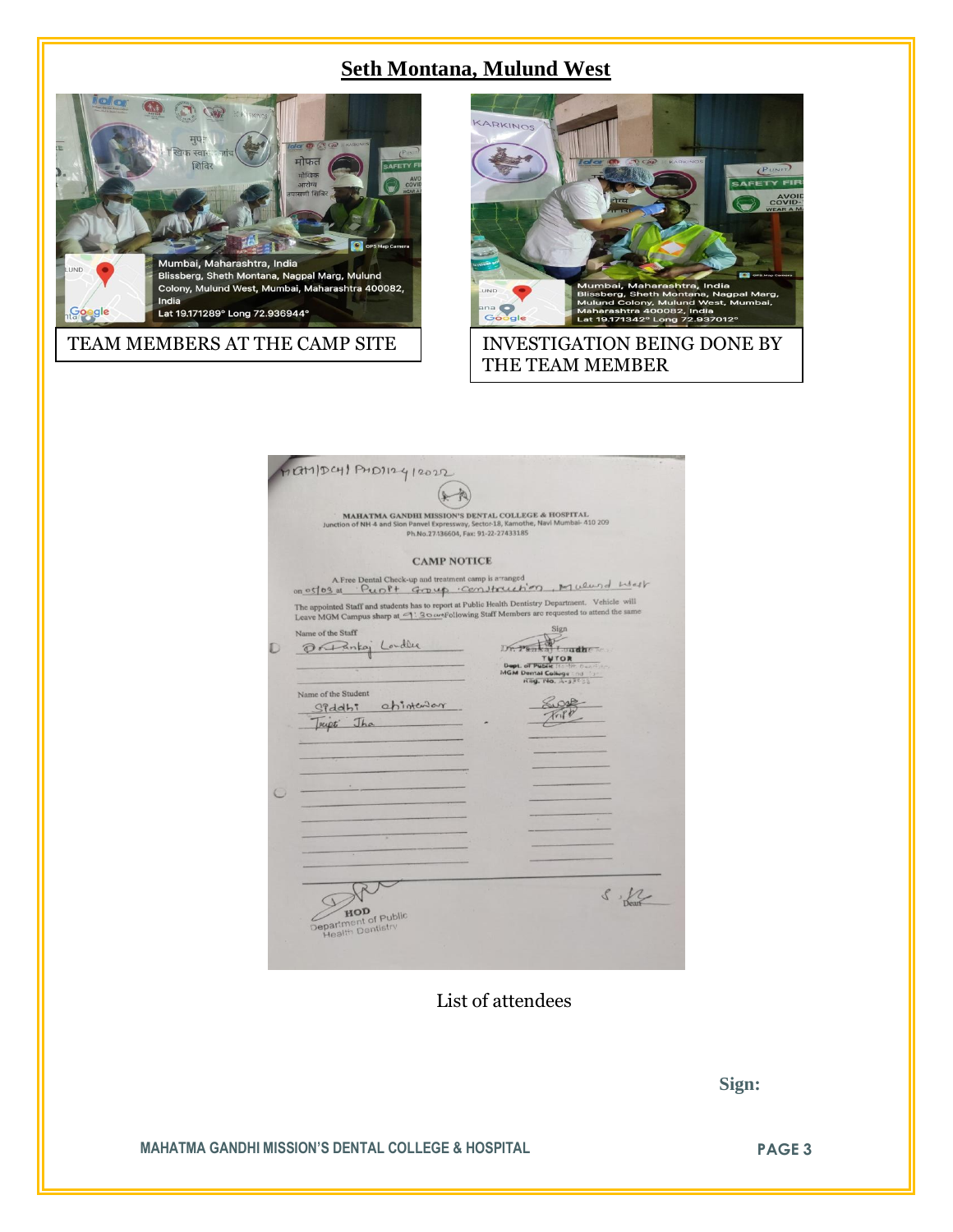## Seth Montana, Mulund West

TEAM MEMBERS AT THE CAMP SITE

INVESTIGATION BEING DONE BY THE TEAM MEMBER

List of attendees

**Sign:**